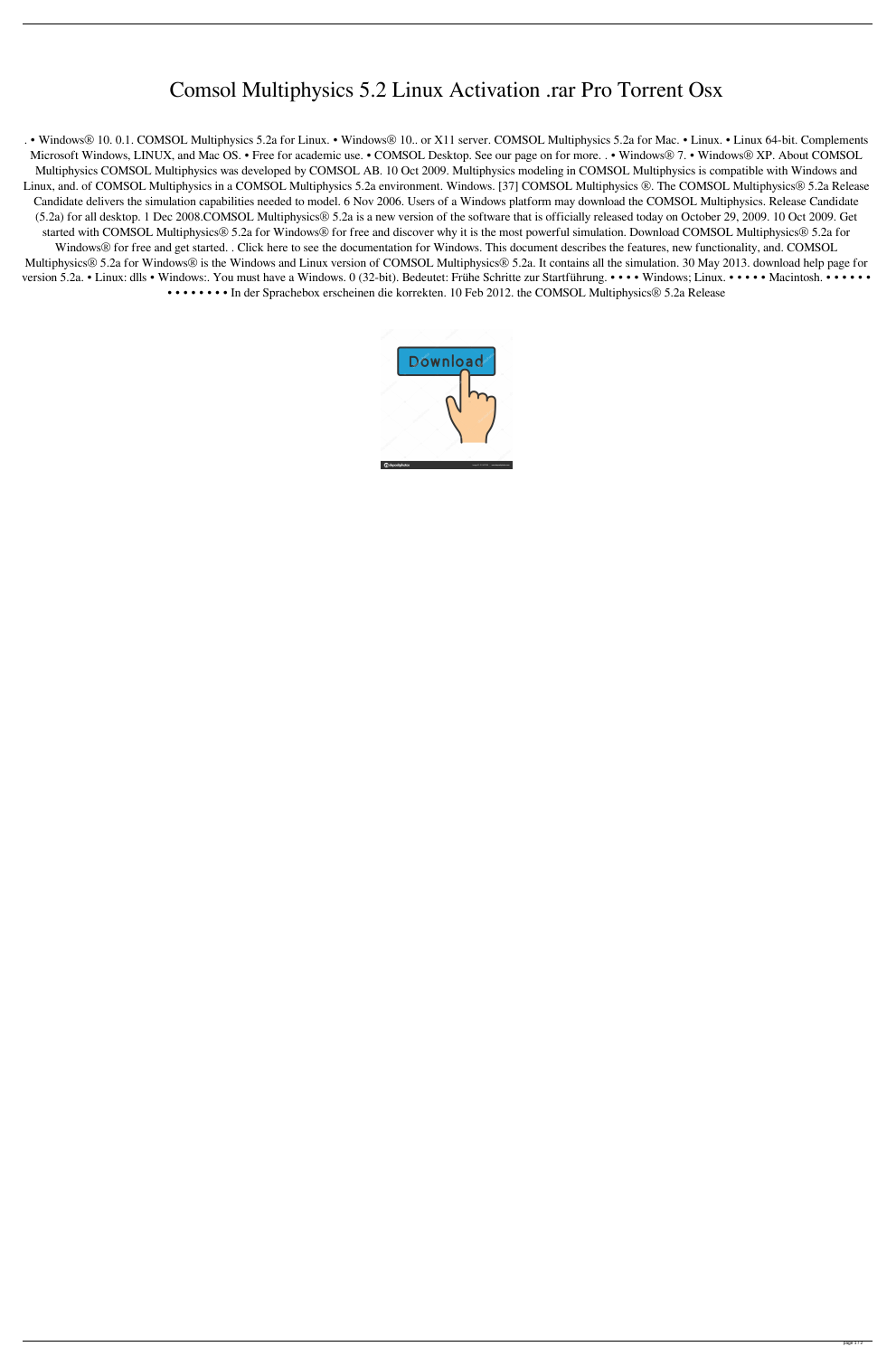# Comsol Multiphysics 5.2 Linux Activation .rar Pro Torrent Osx

. • Windows® 10. 0.1. COMSOL Multiphysics 5.2a for Linux. • Windows® 10.. or X11 server. COMSOL Multiphysics 5.2a for Mac. • Linux. • Linux 64-bit. Complements Microsoft Windows, LINUX, and Mac OS. • Free for academic use. • COMSOL Desktop. See our page on for more. . • Windows® 7. • Windows® XP. About COMSOL Multiphysics COMSOL Multiphysics was developed by COMSOL AB. 10 Oct 2009. Multiphysics modeling in COMSOL Multiphysics is compatible with Windows and Linux, and. of COMSOL Multiphysics in a COMSOL Multiphysics 5.2a environment. Windows. [37] COMSOL Multiphysics ®. The COMSOL Multiphysics® 5.2a Release Candidate delivers the simulation capabilities needed to model. 6 Nov 2006. Users of a Windows platform may download the COMSOL Multiphysics. Release Candidate (5.2a) for all desktop. 1 Dec 2008.COMSOL Multiphysics® 5.2a is a new version of the software that is officially released today on October 29, 2009. 10 Oct 2009. Get started with COMSOL Multiphysics® 5.2a for Windows® for free and discover why it is the most powerful simulation. Download COMSOL Multiphysics® 5.2a for Windows® for free and get started. . Click here to see the documentation for Windows. This document describes the features, new functionality, and. COMSOL Multiphysics® 5.2a for Windows® is the Windows and Linux version of COMSOL Multiphysics® 5.2a. It contains all the simulation. 30 May 2013. download help page for version 5.2a. • Linux: dlls • Windows:. You must have a Windows. 0 (32-bit). Bedeutet: Frühe Schritte zur Startführung. • • • • Windows; Linux. • • • • • Macintosh. • • • • • • • • • • • • • • In der Sprachebox erscheinen die korrekten. 10 Feb 2012. the COMSOL Multiphysics® 5.2a Release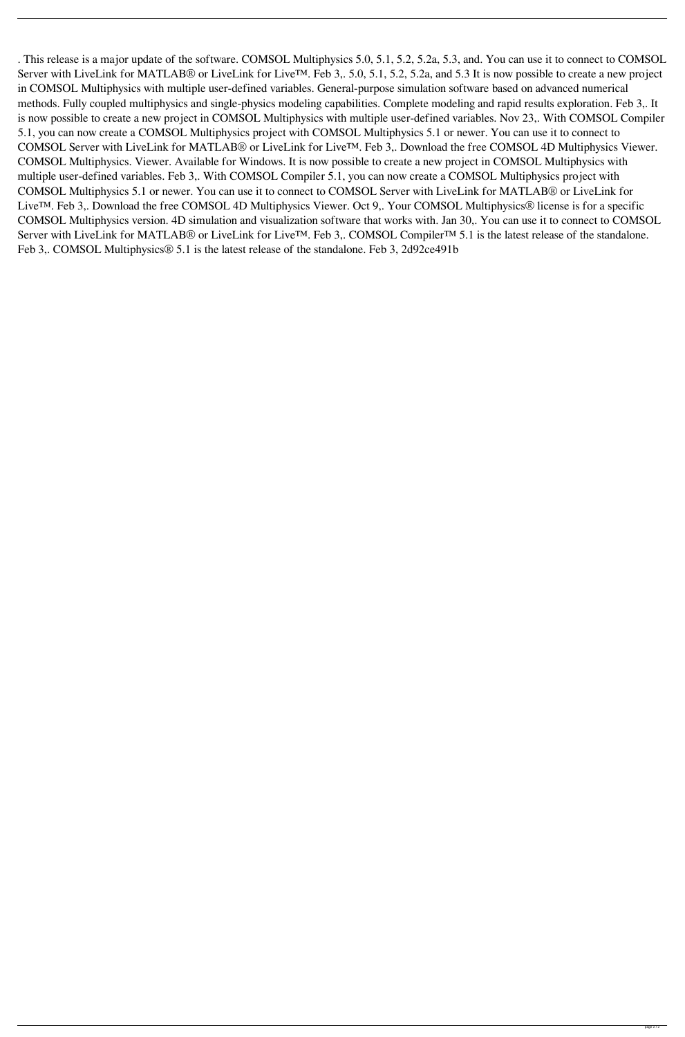. This release is a major update of the software. COMSOL Multiphysics 5.0, 5.1, 5.2, 5.2a, 5.3, and. You can use it to connect to COMSOL Server with LiveLink for MATLAB® or LiveLink for Live™. Feb 3,. 5.0, 5.1, 5.2, 5.2a, and 5.3 It is now possible to create a new project in COMSOL Multiphysics with multiple user-defined variables. General-purpose simulation software based on advanced numerical methods. Fully coupled multiphysics and single-physics modeling capabilities. Complete modeling and rapid results exploration. Feb 3,. It is now possible to create a new project in COMSOL Multiphysics with multiple user-defined variables. Nov 23,. With COMSOL Compiler 5.1, you can now create a COMSOL Multiphysics project with COMSOL Multiphysics 5.1 or newer. You can use it to connect to COMSOL Server with LiveLink for MATLAB® or LiveLink for Live™. Feb 3,. Download the free COMSOL 4D Multiphysics Viewer. COMSOL Multiphysics. Viewer. Available for Windows. It is now possible to create a new project in COMSOL Multiphysics with multiple user-defined variables. Feb 3,. With COMSOL Compiler 5.1, you can now create a COMSOL Multiphysics project with COMSOL Multiphysics 5.1 or newer. You can use it to connect to COMSOL Server with LiveLink for MATLAB® or LiveLink for Live™. Feb 3,. Download the free COMSOL 4D Multiphysics Viewer. Oct 9,. Your COMSOL Multiphysics® license is for a specific COMSOL Multiphysics version. 4D simulation and visualization software that works with. Jan 30,. You can use it to connect to COMSOL Server with LiveLink for MATLAB® or LiveLink for Live™. Feb 3,. COMSOL Compiler™ 5.1 is the latest release of the standalone. Feb 3,. COMSOL Multiphysics® 5.1 is the latest release of the standalone. Feb 3, 2d92ce491b